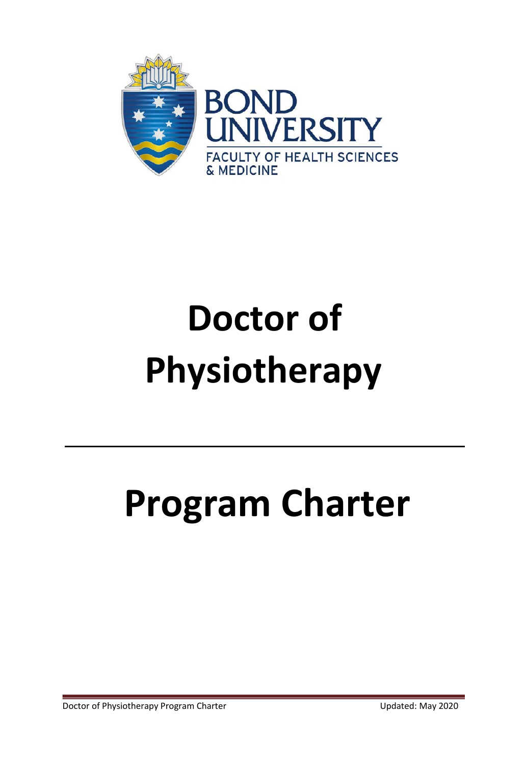BOND UNIVERSITY

FACULTY OF HEALTH SCIENCES & MEDICINE

# Doctor of Physiotherapy

---

# Program Charter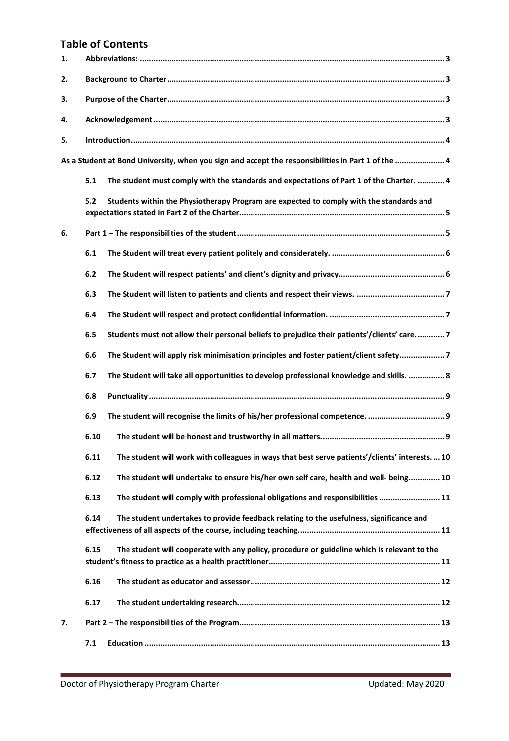## Table of Contents

1. **Abbreviations:** ..... 3
2. **Background to Charter** ..... 3
3. **Purpose of the Charter** ..... 3
4. **Acknowledgement** ..... 3
5. **Introduction** ..... 4

**As a Student at Bond University, when you sign and accept the responsibilities in Part 1 of the** ..... 4

- **5.1 The student must comply with the standards and expectations of Part 1 of the Charter.** ..... 4
- **5.2 Students within the Physiotherapy Program are expected to comply with the standards and expectations stated in Part 2 of the Charter.** ..... 5

6. **Part 1 – The responsibilities of the student** ..... 5

- **6.1 The Student will treat every patient politely and considerately.** ..... 6
- **6.2 The Student will respect patients' and client's dignity and privacy** ..... 6
- **6.3 The Student will listen to patients and clients and respect their views.** ..... 7
- **6.4 The Student will respect and protect confidential information.** ..... 7
- **6.5 Students must not allow their personal beliefs to prejudice their patients'/clients' care.** ..... 7
- **6.6 The Student will apply risk minimisation principles and foster patient/client safety** ..... 7
- **6.7 The Student will take all opportunities to develop professional knowledge and skills.** ..... 8
- **6.8 Punctuality** ..... 9
- **6.9 The student will recognise the limits of his/her professional competence.** ..... 9
- **6.10 The student will be honest and trustworthy in all matters.** ..... 9
- **6.11 The student will work with colleagues in ways that best serve patients'/clients' interests.** ..... 10
- **6.12 The student will undertake to ensure his/her own self care, health and well- being.** ..... 10
- **6.13 The student will comply with professional obligations and responsibilities** ..... 11
- **6.14 The student undertakes to provide feedback relating to the usefulness, significance and effectiveness of all aspects of the course, including teaching.** ..... 11
- **6.15 The student will cooperate with any policy, procedure or guideline which is relevant to the student's fitness to practice as a health practitioner** ..... 11
- **6.16 The student as educator and assessor** ..... 12
- **6.17 The student undertaking research.** ..... 12

7. **Part 2 – The responsibilities of the Program.** ..... 13

- **7.1 Education** ..... 13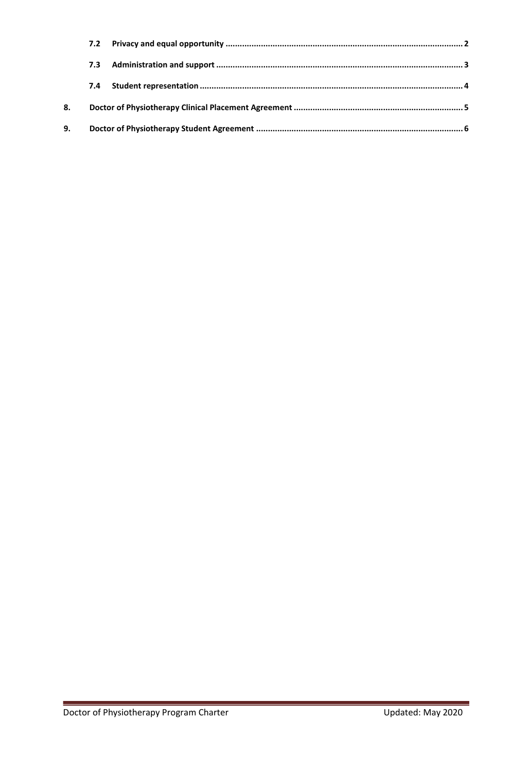7.2 **Privacy and equal opportunity** .................................................................................................. 2

7.3 **Administration and support** ...................................................................................................... 3

7.4 **Student representation** ............................................................................................................. 4

8. **Doctor of Physiotherapy Clinical Placement Agreement** ............................................................ 5

9. **Doctor of Physiotherapy Student Agreement** .............................................................................. 6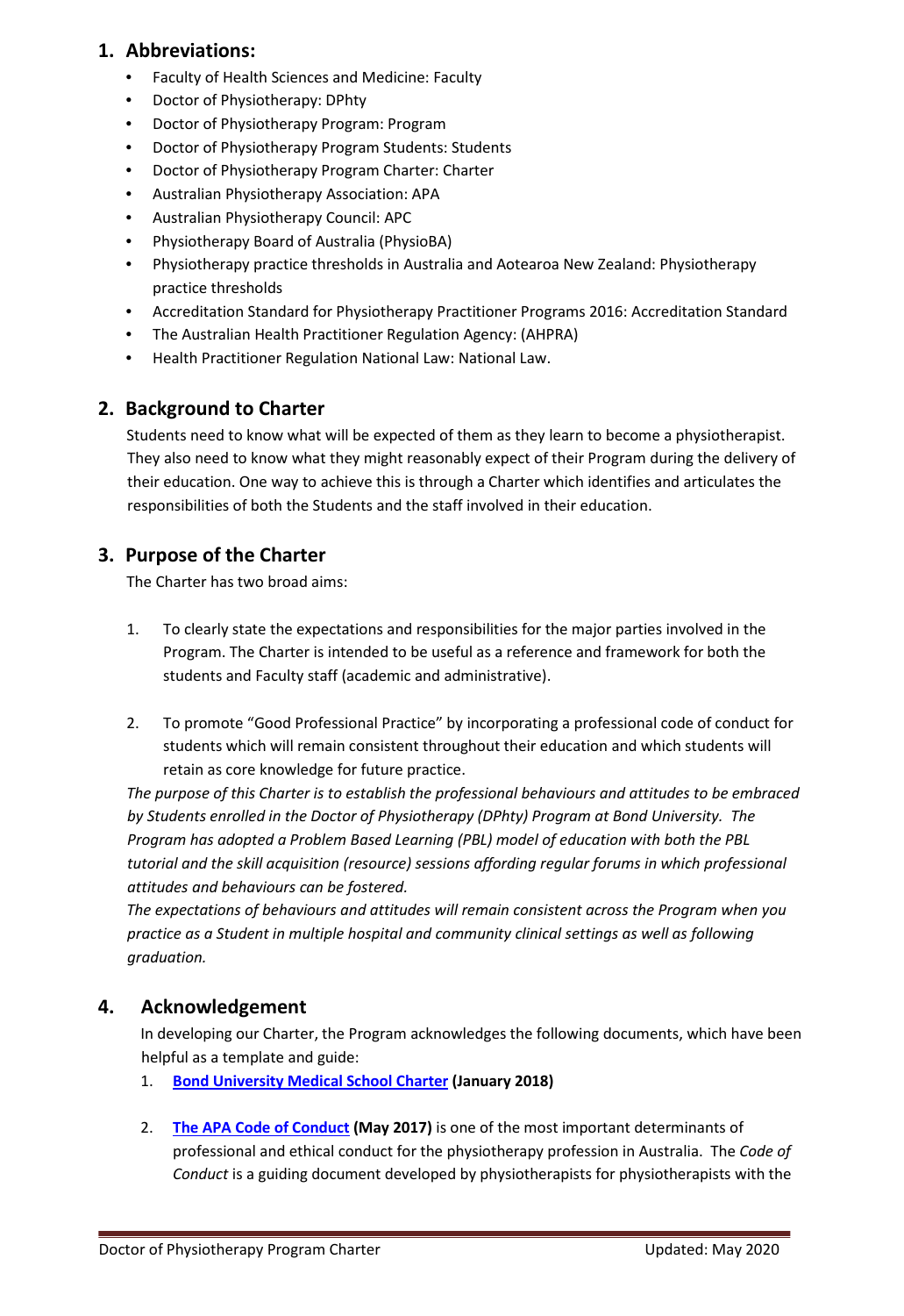## 1. Abbreviations:

- Faculty of Health Sciences and Medicine: Faculty
- Doctor of Physiotherapy: DPhty
- Doctor of Physiotherapy Program: Program
- Doctor of Physiotherapy Program Students: Students
- Doctor of Physiotherapy Program Charter: Charter
- Australian Physiotherapy Association: APA
- Australian Physiotherapy Council: APC
- Physiotherapy Board of Australia (PhysioBA)
- Physiotherapy practice thresholds in Australia and Aotearoa New Zealand: Physiotherapy practice thresholds
- Accreditation Standard for Physiotherapy Practitioner Programs 2016: Accreditation Standard
- The Australian Health Practitioner Regulation Agency: (AHPRA)
- Health Practitioner Regulation National Law: National Law.

## 2. Background to Charter

Students need to know what will be expected of them as they learn to become a physiotherapist. They also need to know what they might reasonably expect of their Program during the delivery of their education. One way to achieve this is through a Charter which identifies and articulates the responsibilities of both the Students and the staff involved in their education.

## 3. Purpose of the Charter

The Charter has two broad aims:

1. To clearly state the expectations and responsibilities for the major parties involved in the Program. The Charter is intended to be useful as a reference and framework for both the students and Faculty staff (academic and administrative).

2. To promote "Good Professional Practice" by incorporating a professional code of conduct for students which will remain consistent throughout their education and which students will retain as core knowledge for future practice.

*The purpose of this Charter is to establish the professional behaviours and attitudes to be embraced by Students enrolled in the Doctor of Physiotherapy (DPhty) Program at Bond University. The Program has adopted a Problem Based Learning (PBL) model of education with both the PBL tutorial and the skill acquisition (resource) sessions affording regular forums in which professional attitudes and behaviours can be fostered.*

*The expectations of behaviours and attitudes will remain consistent across the Program when you practice as a Student in multiple hospital and community clinical settings as well as following graduation.*

## 4. Acknowledgement

In developing our Charter, the Program acknowledges the following documents, which have been helpful as a template and guide:

1. **Bond University Medical School Charter (January 2018)**

2. **The APA Code of Conduct (May 2017)** is one of the most important determinants of professional and ethical conduct for the physiotherapy profession in Australia. The *Code of Conduct* is a guiding document developed by physiotherapists for physiotherapists with the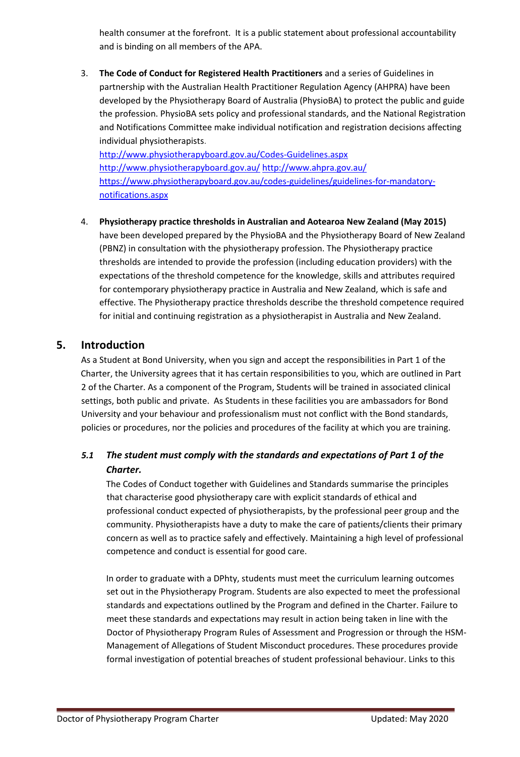health consumer at the forefront. It is a public statement about professional accountability and is binding on all members of the APA.

3. **The Code of Conduct for Registered Health Practitioners** and a series of Guidelines in partnership with the Australian Health Practitioner Regulation Agency (AHPRA) have been developed by the Physiotherapy Board of Australia (PhysioBA) to protect the public and guide the profession. PhysioBA sets policy and professional standards, and the National Registration and Notifications Committee make individual notification and registration decisions affecting individual physiotherapists.
   http://www.physiotherapyboard.gov.au/Codes-Guidelines.aspx
   http://www.physiotherapyboard.gov.au/ http://www.ahpra.gov.au/
   https://www.physiotherapyboard.gov.au/codes-guidelines/guidelines-for-mandatory-notifications.aspx

4. **Physiotherapy practice thresholds in Australian and Aotearoa New Zealand (May 2015)** have been developed prepared by the PhysioBA and the Physiotherapy Board of New Zealand (PBNZ) in consultation with the physiotherapy profession. The Physiotherapy practice thresholds are intended to provide the profession (including education providers) with the expectations of the threshold competence for the knowledge, skills and attributes required for contemporary physiotherapy practice in Australia and New Zealand, which is safe and effective. The Physiotherapy practice thresholds describe the threshold competence required for initial and continuing registration as a physiotherapist in Australia and New Zealand.

## 5. Introduction

As a Student at Bond University, when you sign and accept the responsibilities in Part 1 of the Charter, the University agrees that it has certain responsibilities to you, which are outlined in Part 2 of the Charter. As a component of the Program, Students will be trained in associated clinical settings, both public and private. As Students in these facilities you are ambassadors for Bond University and your behaviour and professionalism must not conflict with the Bond standards, policies or procedures, nor the policies and procedures of the facility at which you are training.

### *5.1 The student must comply with the standards and expectations of Part 1 of the Charter.*

The Codes of Conduct together with Guidelines and Standards summarise the principles that characterise good physiotherapy care with explicit standards of ethical and professional conduct expected of physiotherapists, by the professional peer group and the community. Physiotherapists have a duty to make the care of patients/clients their primary concern as well as to practice safely and effectively. Maintaining a high level of professional competence and conduct is essential for good care.

In order to graduate with a DPhty, students must meet the curriculum learning outcomes set out in the Physiotherapy Program. Students are also expected to meet the professional standards and expectations outlined by the Program and defined in the Charter. Failure to meet these standards and expectations may result in action being taken in line with the Doctor of Physiotherapy Program Rules of Assessment and Progression or through the HSM-Management of Allegations of Student Misconduct procedures. These procedures provide formal investigation of potential breaches of student professional behaviour. Links to this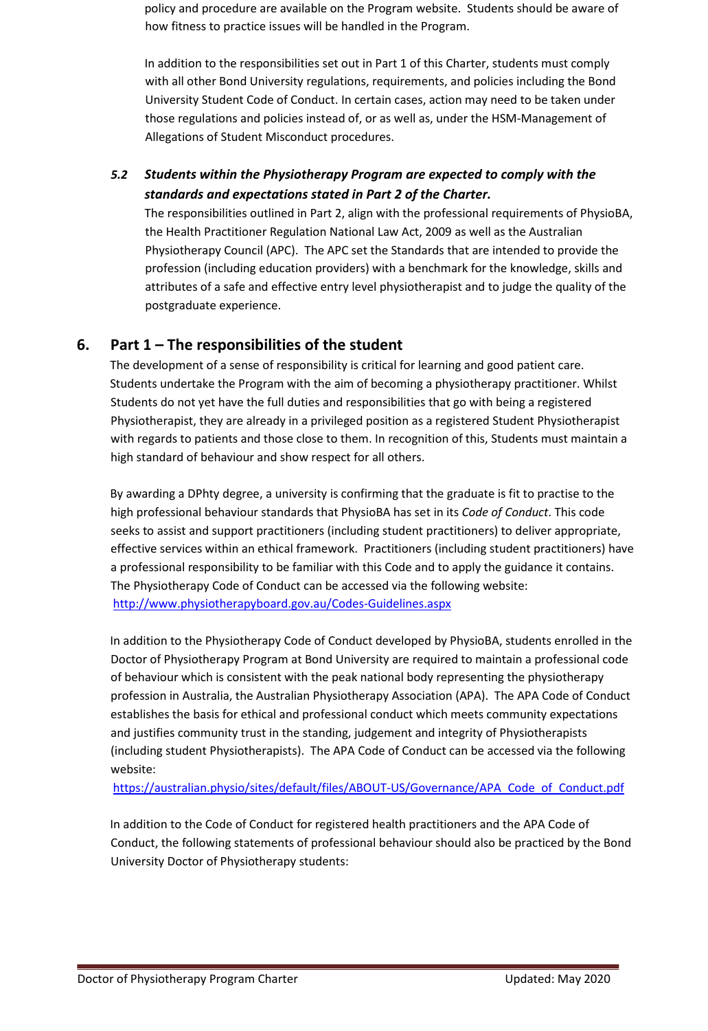policy and procedure are available on the Program website. Students should be aware of how fitness to practice issues will be handled in the Program.

In addition to the responsibilities set out in Part 1 of this Charter, students must comply with all other Bond University regulations, requirements, and policies including the Bond University Student Code of Conduct. In certain cases, action may need to be taken under those regulations and policies instead of, or as well as, under the HSM-Management of Allegations of Student Misconduct procedures.

### *5.2 Students within the Physiotherapy Program are expected to comply with the standards and expectations stated in Part 2 of the Charter.*

The responsibilities outlined in Part 2, align with the professional requirements of PhysioBA, the Health Practitioner Regulation National Law Act, 2009 as well as the Australian Physiotherapy Council (APC). The APC set the Standards that are intended to provide the profession (including education providers) with a benchmark for the knowledge, skills and attributes of a safe and effective entry level physiotherapist and to judge the quality of the postgraduate experience.

## 6. Part 1 – The responsibilities of the student

The development of a sense of responsibility is critical for learning and good patient care. Students undertake the Program with the aim of becoming a physiotherapy practitioner. Whilst Students do not yet have the full duties and responsibilities that go with being a registered Physiotherapist, they are already in a privileged position as a registered Student Physiotherapist with regards to patients and those close to them. In recognition of this, Students must maintain a high standard of behaviour and show respect for all others.

By awarding a DPhty degree, a university is confirming that the graduate is fit to practise to the high professional behaviour standards that PhysioBA has set in its *Code of Conduct*. This code seeks to assist and support practitioners (including student practitioners) to deliver appropriate, effective services within an ethical framework. Practitioners (including student practitioners) have a professional responsibility to be familiar with this Code and to apply the guidance it contains. The Physiotherapy Code of Conduct can be accessed via the following website: http://www.physiotherapyboard.gov.au/Codes-Guidelines.aspx

In addition to the Physiotherapy Code of Conduct developed by PhysioBA, students enrolled in the Doctor of Physiotherapy Program at Bond University are required to maintain a professional code of behaviour which is consistent with the peak national body representing the physiotherapy profession in Australia, the Australian Physiotherapy Association (APA). The APA Code of Conduct establishes the basis for ethical and professional conduct which meets community expectations and justifies community trust in the standing, judgement and integrity of Physiotherapists (including student Physiotherapists). The APA Code of Conduct can be accessed via the following website:
https://australian.physio/sites/default/files/ABOUT-US/Governance/APA_Code_of_Conduct.pdf

In addition to the Code of Conduct for registered health practitioners and the APA Code of Conduct, the following statements of professional behaviour should also be practiced by the Bond University Doctor of Physiotherapy students: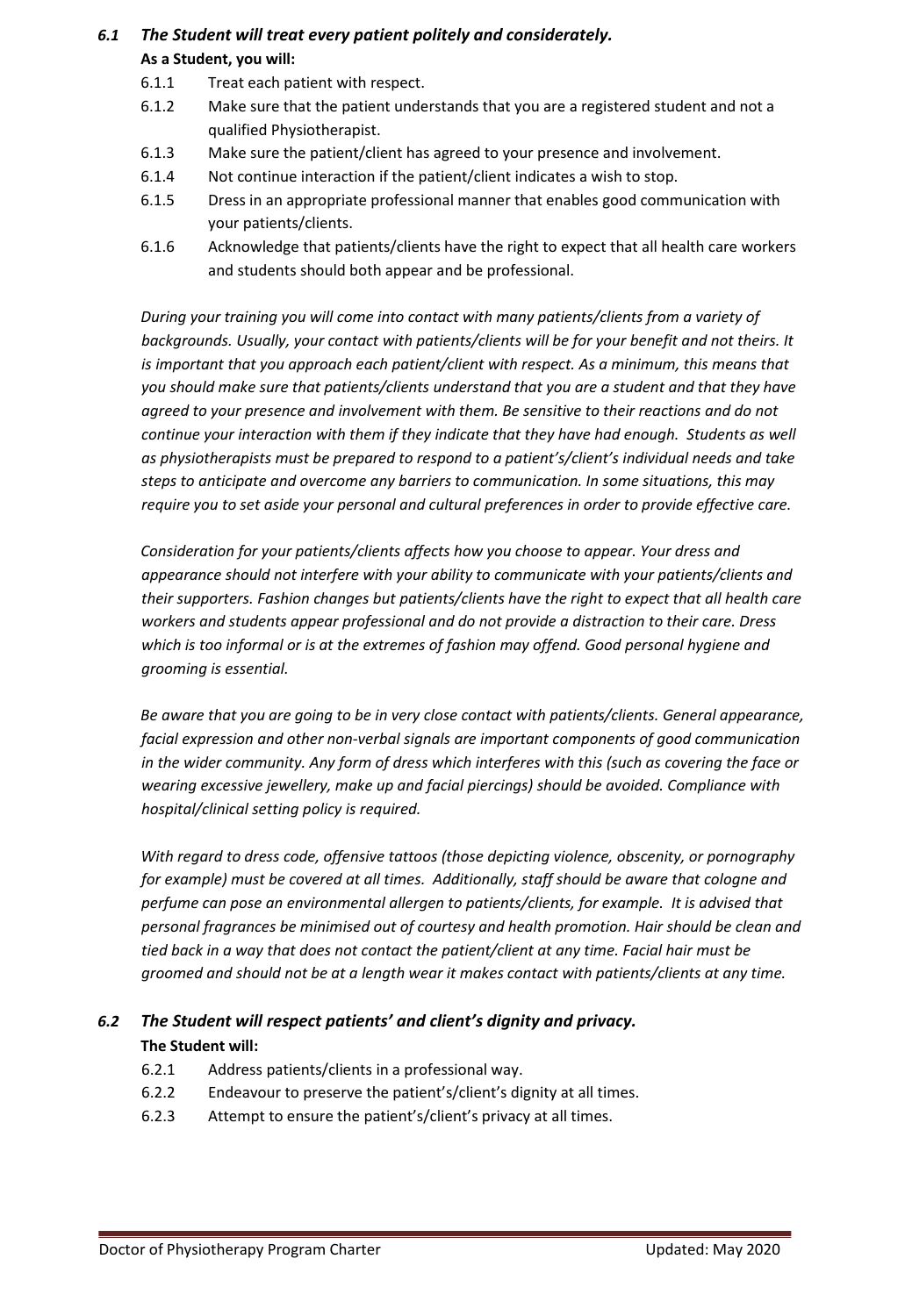### *6.1 The Student will treat every patient politely and considerately.*

**As a Student, you will:**

6.1.1 Treat each patient with respect.

6.1.2 Make sure that the patient understands that you are a registered student and not a qualified Physiotherapist.

6.1.3 Make sure the patient/client has agreed to your presence and involvement.

6.1.4 Not continue interaction if the patient/client indicates a wish to stop.

6.1.5 Dress in an appropriate professional manner that enables good communication with your patients/clients.

6.1.6 Acknowledge that patients/clients have the right to expect that all health care workers and students should both appear and be professional.

*During your training you will come into contact with many patients/clients from a variety of backgrounds. Usually, your contact with patients/clients will be for your benefit and not theirs. It is important that you approach each patient/client with respect. As a minimum, this means that you should make sure that patients/clients understand that you are a student and that they have agreed to your presence and involvement with them. Be sensitive to their reactions and do not continue your interaction with them if they indicate that they have had enough. Students as well as physiotherapists must be prepared to respond to a patient's/client's individual needs and take steps to anticipate and overcome any barriers to communication. In some situations, this may require you to set aside your personal and cultural preferences in order to provide effective care.*

*Consideration for your patients/clients affects how you choose to appear. Your dress and appearance should not interfere with your ability to communicate with your patients/clients and their supporters. Fashion changes but patients/clients have the right to expect that all health care workers and students appear professional and do not provide a distraction to their care. Dress which is too informal or is at the extremes of fashion may offend. Good personal hygiene and grooming is essential.*

*Be aware that you are going to be in very close contact with patients/clients. General appearance, facial expression and other non-verbal signals are important components of good communication in the wider community. Any form of dress which interferes with this (such as covering the face or wearing excessive jewellery, make up and facial piercings) should be avoided. Compliance with hospital/clinical setting policy is required.*

*With regard to dress code, offensive tattoos (those depicting violence, obscenity, or pornography for example) must be covered at all times. Additionally, staff should be aware that cologne and perfume can pose an environmental allergen to patients/clients, for example. It is advised that personal fragrances be minimised out of courtesy and health promotion. Hair should be clean and tied back in a way that does not contact the patient/client at any time. Facial hair must be groomed and should not be at a length wear it makes contact with patients/clients at any time.*

### *6.2 The Student will respect patients' and client's dignity and privacy.*

**The Student will:**

6.2.1 Address patients/clients in a professional way.

6.2.2 Endeavour to preserve the patient's/client's dignity at all times.

6.2.3 Attempt to ensure the patient's/client's privacy at all times.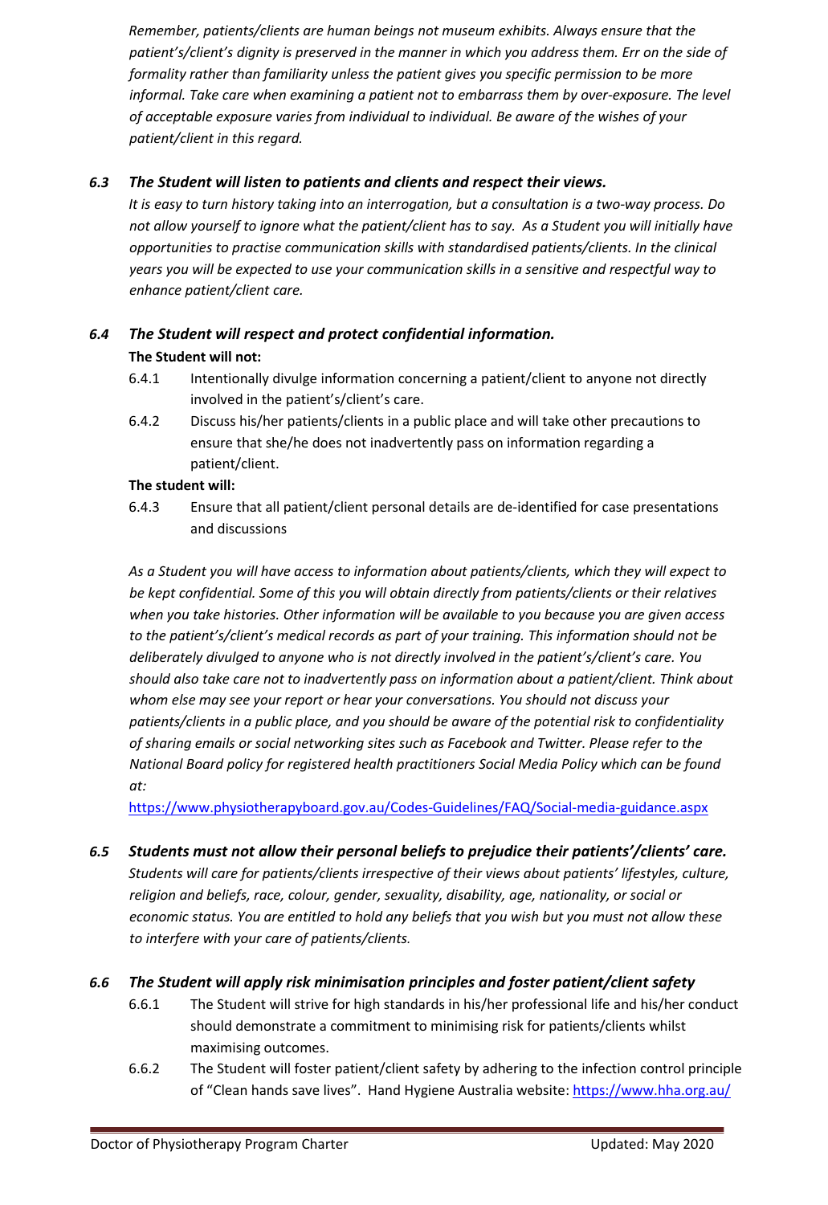*Remember, patients/clients are human beings not museum exhibits. Always ensure that the patient's/client's dignity is preserved in the manner in which you address them. Err on the side of formality rather than familiarity unless the patient gives you specific permission to be more informal. Take care when examining a patient not to embarrass them by over-exposure. The level of acceptable exposure varies from individual to individual. Be aware of the wishes of your patient/client in this regard.*

### *6.3 The Student will listen to patients and clients and respect their views.*

*It is easy to turn history taking into an interrogation, but a consultation is a two-way process. Do not allow yourself to ignore what the patient/client has to say. As a Student you will initially have opportunities to practise communication skills with standardised patients/clients. In the clinical years you will be expected to use your communication skills in a sensitive and respectful way to enhance patient/client care.*

### *6.4 The Student will respect and protect confidential information.*

**The Student will not:**

6.4.1 Intentionally divulge information concerning a patient/client to anyone not directly involved in the patient's/client's care.

6.4.2 Discuss his/her patients/clients in a public place and will take other precautions to ensure that she/he does not inadvertently pass on information regarding a patient/client.

**The student will:**

6.4.3 Ensure that all patient/client personal details are de-identified for case presentations and discussions

*As a Student you will have access to information about patients/clients, which they will expect to be kept confidential. Some of this you will obtain directly from patients/clients or their relatives when you take histories. Other information will be available to you because you are given access to the patient's/client's medical records as part of your training. This information should not be deliberately divulged to anyone who is not directly involved in the patient's/client's care. You should also take care not to inadvertently pass on information about a patient/client. Think about whom else may see your report or hear your conversations. You should not discuss your patients/clients in a public place, and you should be aware of the potential risk to confidentiality of sharing emails or social networking sites such as Facebook and Twitter. Please refer to the National Board policy for registered health practitioners Social Media Policy which can be found at:*

https://www.physiotherapyboard.gov.au/Codes-Guidelines/FAQ/Social-media-guidance.aspx

### *6.5 Students must not allow their personal beliefs to prejudice their patients'/clients' care.*

*Students will care for patients/clients irrespective of their views about patients' lifestyles, culture, religion and beliefs, race, colour, gender, sexuality, disability, age, nationality, or social or economic status. You are entitled to hold any beliefs that you wish but you must not allow these to interfere with your care of patients/clients.*

### *6.6 The Student will apply risk minimisation principles and foster patient/client safety*

6.6.1 The Student will strive for high standards in his/her professional life and his/her conduct should demonstrate a commitment to minimising risk for patients/clients whilst maximising outcomes.

6.6.2 The Student will foster patient/client safety by adhering to the infection control principle of "Clean hands save lives". Hand Hygiene Australia website: https://www.hha.org.au/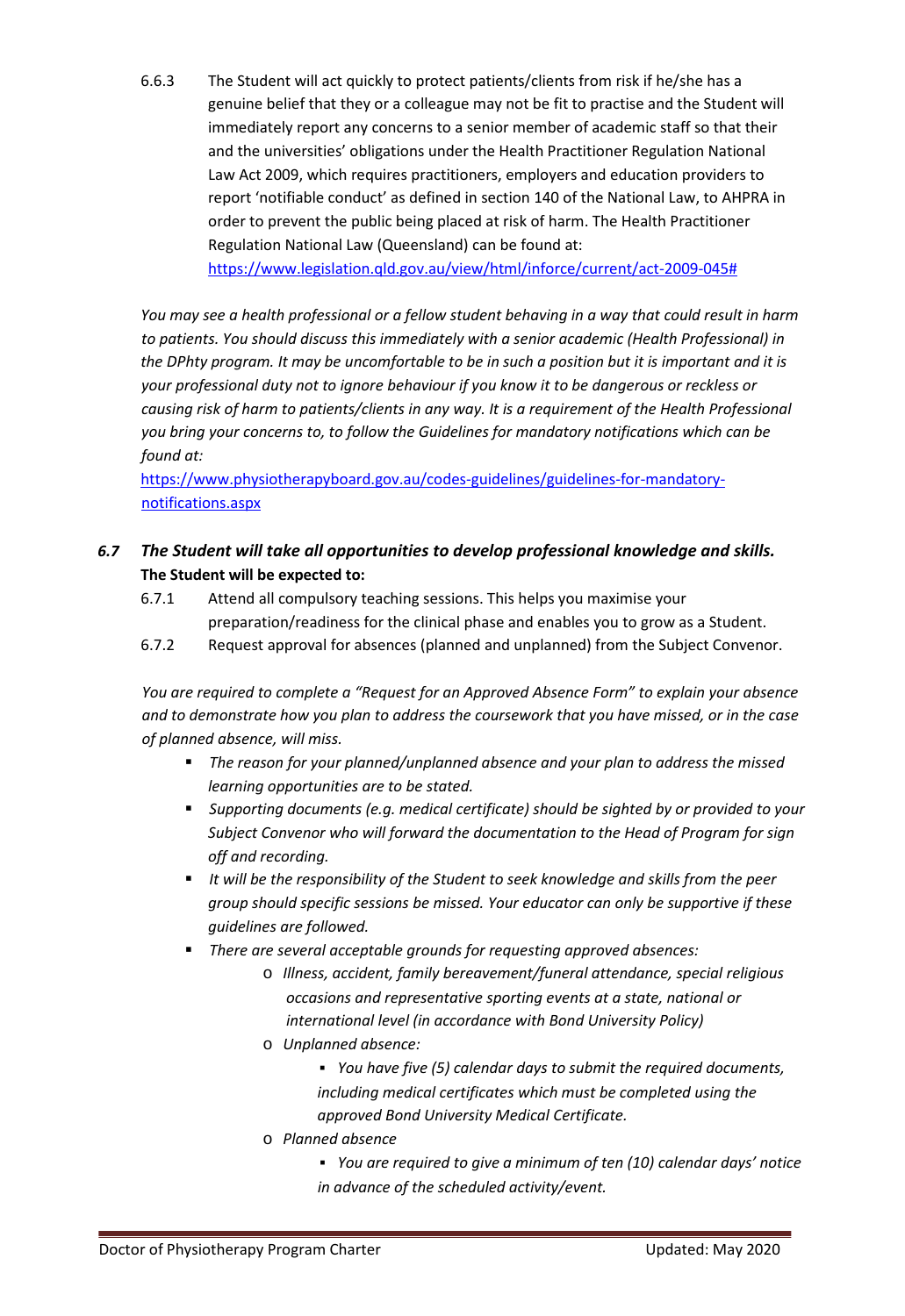6.6.3 The Student will act quickly to protect patients/clients from risk if he/she has a genuine belief that they or a colleague may not be fit to practise and the Student will immediately report any concerns to a senior member of academic staff so that their and the universities' obligations under the Health Practitioner Regulation National Law Act 2009, which requires practitioners, employers and education providers to report 'notifiable conduct' as defined in section 140 of the National Law, to AHPRA in order to prevent the public being placed at risk of harm. The Health Practitioner Regulation National Law (Queensland) can be found at: https://www.legislation.qld.gov.au/view/html/inforce/current/act-2009-045#

*You may see a health professional or a fellow student behaving in a way that could result in harm to patients. You should discuss this immediately with a senior academic (Health Professional) in the DPhty program. It may be uncomfortable to be in such a position but it is important and it is your professional duty not to ignore behaviour if you know it to be dangerous or reckless or causing risk of harm to patients/clients in any way. It is a requirement of the Health Professional you bring your concerns to, to follow the Guidelines for mandatory notifications which can be found at:*

https://www.physiotherapyboard.gov.au/codes-guidelines/guidelines-for-mandatory-notifications.aspx

### *6.7 The Student will take all opportunities to develop professional knowledge and skills.*

**The Student will be expected to:**

6.7.1 Attend all compulsory teaching sessions. This helps you maximise your preparation/readiness for the clinical phase and enables you to grow as a Student.

6.7.2 Request approval for absences (planned and unplanned) from the Subject Convenor.

*You are required to complete a "Request for an Approved Absence Form" to explain your absence and to demonstrate how you plan to address the coursework that you have missed, or in the case of planned absence, will miss.*

- *The reason for your planned/unplanned absence and your plan to address the missed learning opportunities are to be stated.*
- *Supporting documents (e.g. medical certificate) should be sighted by or provided to your Subject Convenor who will forward the documentation to the Head of Program for sign off and recording.*
- *It will be the responsibility of the Student to seek knowledge and skills from the peer group should specific sessions be missed. Your educator can only be supportive if these guidelines are followed.*
- *There are several acceptable grounds for requesting approved absences:*
  - *Illness, accident, family bereavement/funeral attendance, special religious occasions and representative sporting events at a state, national or international level (in accordance with Bond University Policy)*
  - *Unplanned absence:*
    - *You have five (5) calendar days to submit the required documents, including medical certificates which must be completed using the approved Bond University Medical Certificate.*
  - *Planned absence*
    - *You are required to give a minimum of ten (10) calendar days' notice in advance of the scheduled activity/event.*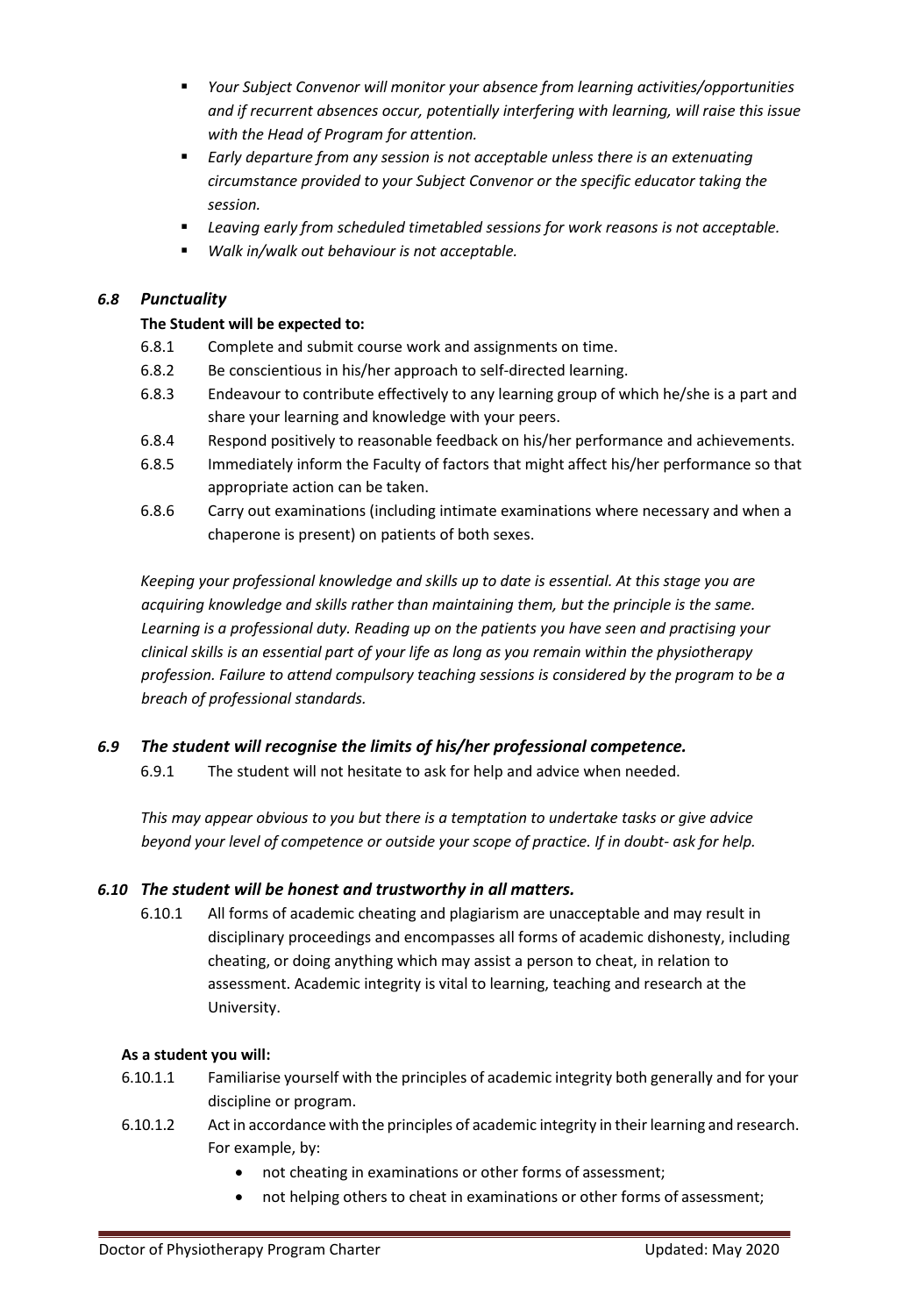- *Your Subject Convenor will monitor your absence from learning activities/opportunities and if recurrent absences occur, potentially interfering with learning, will raise this issue with the Head of Program for attention.*
- *Early departure from any session is not acceptable unless there is an extenuating circumstance provided to your Subject Convenor or the specific educator taking the session.*
- *Leaving early from scheduled timetabled sessions for work reasons is not acceptable.*
- *Walk in/walk out behaviour is not acceptable.*

### *6.8 Punctuality*

**The Student will be expected to:**

6.8.1 Complete and submit course work and assignments on time.

6.8.2 Be conscientious in his/her approach to self-directed learning.

6.8.3 Endeavour to contribute effectively to any learning group of which he/she is a part and share your learning and knowledge with your peers.

6.8.4 Respond positively to reasonable feedback on his/her performance and achievements.

6.8.5 Immediately inform the Faculty of factors that might affect his/her performance so that appropriate action can be taken.

6.8.6 Carry out examinations (including intimate examinations where necessary and when a chaperone is present) on patients of both sexes.

*Keeping your professional knowledge and skills up to date is essential. At this stage you are acquiring knowledge and skills rather than maintaining them, but the principle is the same. Learning is a professional duty. Reading up on the patients you have seen and practising your clinical skills is an essential part of your life as long as you remain within the physiotherapy profession. Failure to attend compulsory teaching sessions is considered by the program to be a breach of professional standards.*

### *6.9 The student will recognise the limits of his/her professional competence.*

6.9.1 The student will not hesitate to ask for help and advice when needed.

*This may appear obvious to you but there is a temptation to undertake tasks or give advice beyond your level of competence or outside your scope of practice. If in doubt- ask for help.*

### *6.10 The student will be honest and trustworthy in all matters.*

6.10.1 All forms of academic cheating and plagiarism are unacceptable and may result in disciplinary proceedings and encompasses all forms of academic dishonesty, including cheating, or doing anything which may assist a person to cheat, in relation to assessment. Academic integrity is vital to learning, teaching and research at the University.

**As a student you will:**

6.10.1.1 Familiarise yourself with the principles of academic integrity both generally and for your discipline or program.

6.10.1.2 Act in accordance with the principles of academic integrity in their learning and research. For example, by:

- not cheating in examinations or other forms of assessment;
- not helping others to cheat in examinations or other forms of assessment;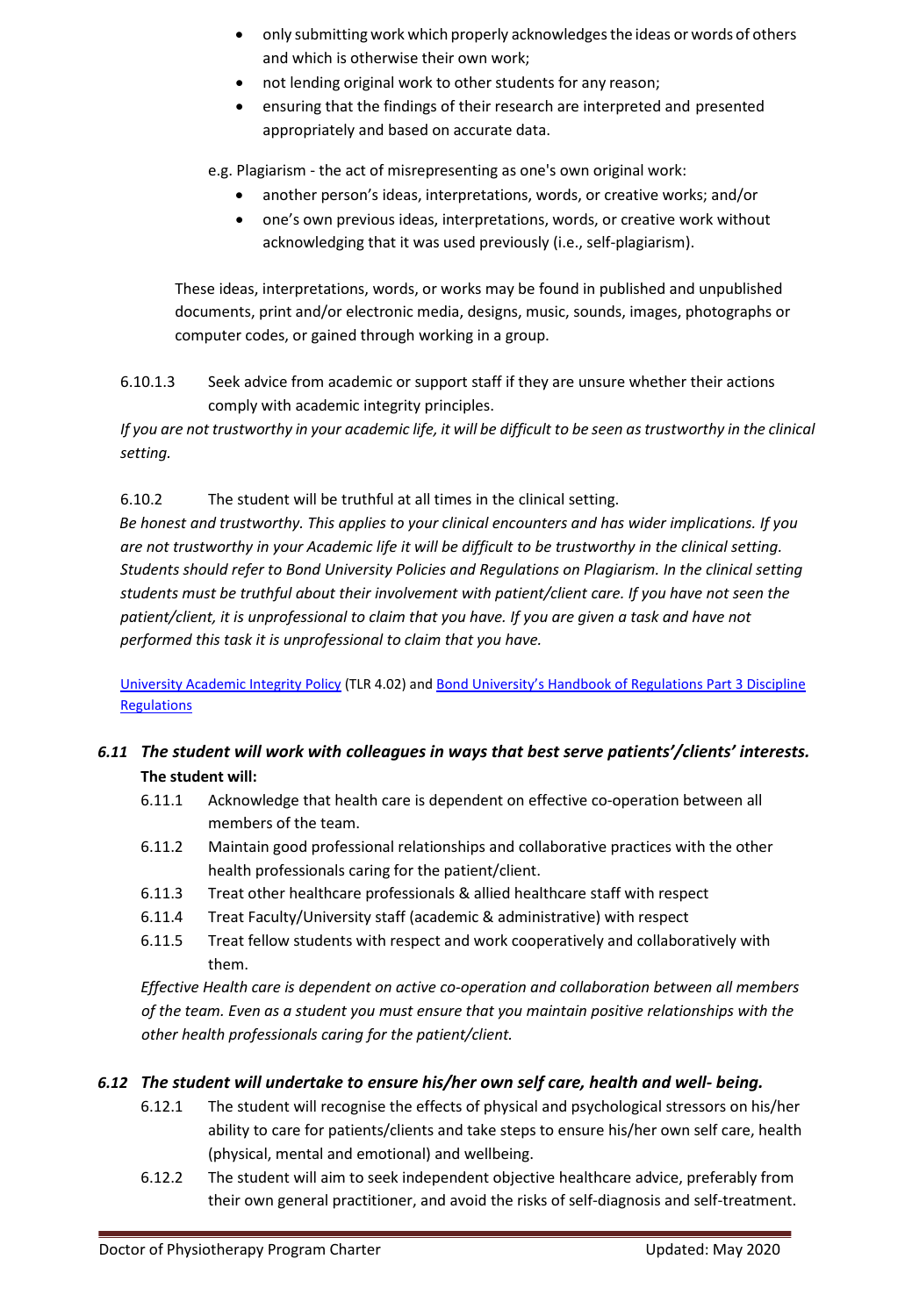- only submitting work which properly acknowledges the ideas or words of others and which is otherwise their own work;
- not lending original work to other students for any reason;
- ensuring that the findings of their research are interpreted and presented appropriately and based on accurate data.

e.g. Plagiarism - the act of misrepresenting as one's own original work:

- another person's ideas, interpretations, words, or creative works; and/or
- one's own previous ideas, interpretations, words, or creative work without acknowledging that it was used previously (i.e., self-plagiarism).

These ideas, interpretations, words, or works may be found in published and unpublished documents, print and/or electronic media, designs, music, sounds, images, photographs or computer codes, or gained through working in a group.

6.10.1.3 Seek advice from academic or support staff if they are unsure whether their actions comply with academic integrity principles.

*If you are not trustworthy in your academic life, it will be difficult to be seen as trustworthy in the clinical setting.*

6.10.2 The student will be truthful at all times in the clinical setting.

*Be honest and trustworthy. This applies to your clinical encounters and has wider implications. If you are not trustworthy in your Academic life it will be difficult to be trustworthy in the clinical setting. Students should refer to Bond University Policies and Regulations on Plagiarism. In the clinical setting students must be truthful about their involvement with patient/client care. If you have not seen the patient/client, it is unprofessional to claim that you have. If you are given a task and have not performed this task it is unprofessional to claim that you have.*

University Academic Integrity Policy (TLR 4.02) and Bond University's Handbook of Regulations Part 3 Discipline Regulations

### *6.11 The student will work with colleagues in ways that best serve patients'/clients' interests.*

**The student will:**

6.11.1 Acknowledge that health care is dependent on effective co-operation between all members of the team.

6.11.2 Maintain good professional relationships and collaborative practices with the other health professionals caring for the patient/client.

6.11.3 Treat other healthcare professionals & allied healthcare staff with respect

6.11.4 Treat Faculty/University staff (academic & administrative) with respect

6.11.5 Treat fellow students with respect and work cooperatively and collaboratively with them.

*Effective Health care is dependent on active co-operation and collaboration between all members of the team. Even as a student you must ensure that you maintain positive relationships with the other health professionals caring for the patient/client.*

### *6.12 The student will undertake to ensure his/her own self care, health and well- being.*

6.12.1 The student will recognise the effects of physical and psychological stressors on his/her ability to care for patients/clients and take steps to ensure his/her own self care, health (physical, mental and emotional) and wellbeing.

6.12.2 The student will aim to seek independent objective healthcare advice, preferably from their own general practitioner, and avoid the risks of self-diagnosis and self-treatment.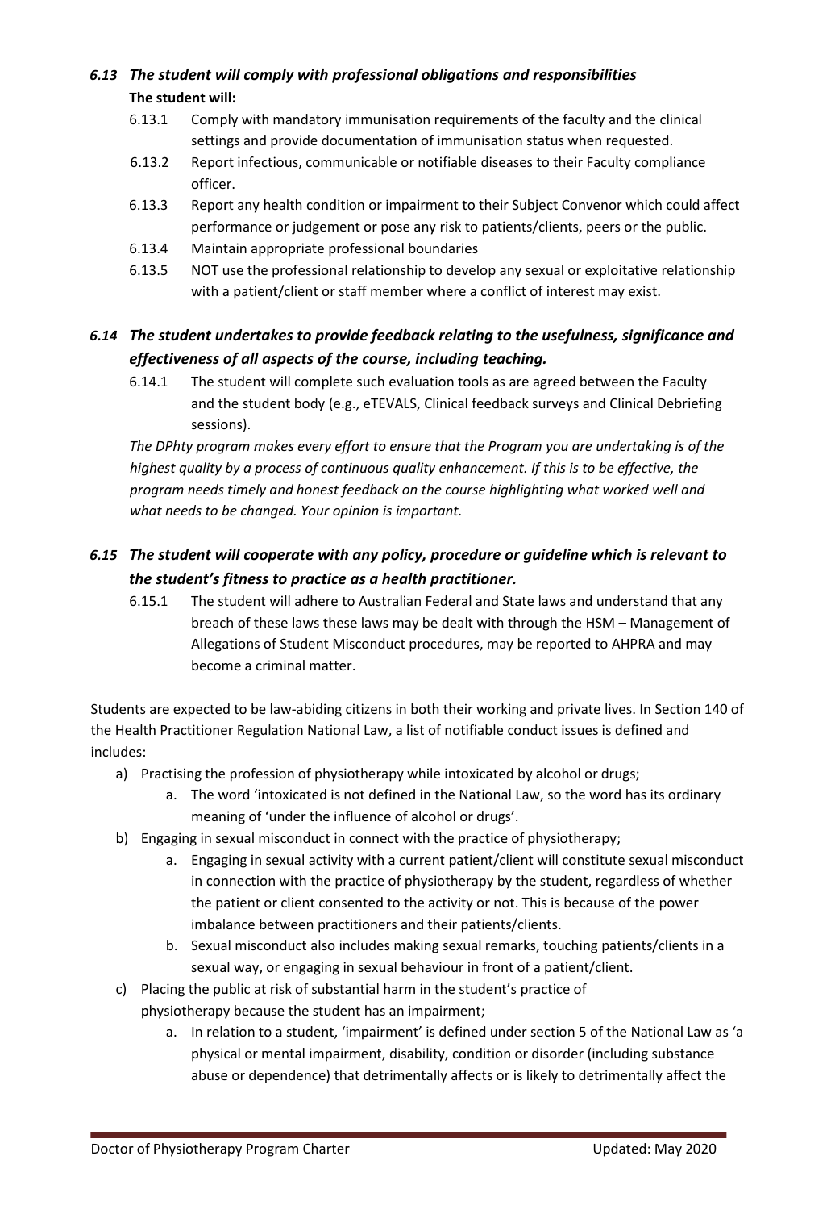### *6.13 The student will comply with professional obligations and responsibilities*

**The student will:**

- 6.13.1 Comply with mandatory immunisation requirements of the faculty and the clinical settings and provide documentation of immunisation status when requested.
- 6.13.2 Report infectious, communicable or notifiable diseases to their Faculty compliance officer.
- 6.13.3 Report any health condition or impairment to their Subject Convenor which could affect performance or judgement or pose any risk to patients/clients, peers or the public.
- 6.13.4 Maintain appropriate professional boundaries
- 6.13.5 NOT use the professional relationship to develop any sexual or exploitative relationship with a patient/client or staff member where a conflict of interest may exist.

### *6.14 The student undertakes to provide feedback relating to the usefulness, significance and effectiveness of all aspects of the course, including teaching.*

- 6.14.1 The student will complete such evaluation tools as are agreed between the Faculty and the student body (e.g., eTEVALS, Clinical feedback surveys and Clinical Debriefing sessions).

*The DPhty program makes every effort to ensure that the Program you are undertaking is of the highest quality by a process of continuous quality enhancement. If this is to be effective, the program needs timely and honest feedback on the course highlighting what worked well and what needs to be changed. Your opinion is important.*

### *6.15 The student will cooperate with any policy, procedure or guideline which is relevant to the student's fitness to practice as a health practitioner.*

- 6.15.1 The student will adhere to Australian Federal and State laws and understand that any breach of these laws these laws may be dealt with through the HSM – Management of Allegations of Student Misconduct procedures, may be reported to AHPRA and may become a criminal matter.

Students are expected to be law-abiding citizens in both their working and private lives. In Section 140 of the Health Practitioner Regulation National Law, a list of notifiable conduct issues is defined and includes:

- a) Practising the profession of physiotherapy while intoxicated by alcohol or drugs;
  - a. The word 'intoxicated is not defined in the National Law, so the word has its ordinary meaning of 'under the influence of alcohol or drugs'.
- b) Engaging in sexual misconduct in connect with the practice of physiotherapy;
  - a. Engaging in sexual activity with a current patient/client will constitute sexual misconduct in connection with the practice of physiotherapy by the student, regardless of whether the patient or client consented to the activity or not. This is because of the power imbalance between practitioners and their patients/clients.
  - b. Sexual misconduct also includes making sexual remarks, touching patients/clients in a sexual way, or engaging in sexual behaviour in front of a patient/client.
- c) Placing the public at risk of substantial harm in the student's practice of physiotherapy because the student has an impairment;
  - a. In relation to a student, 'impairment' is defined under section 5 of the National Law as 'a physical or mental impairment, disability, condition or disorder (including substance abuse or dependence) that detrimentally affects or is likely to detrimentally affect the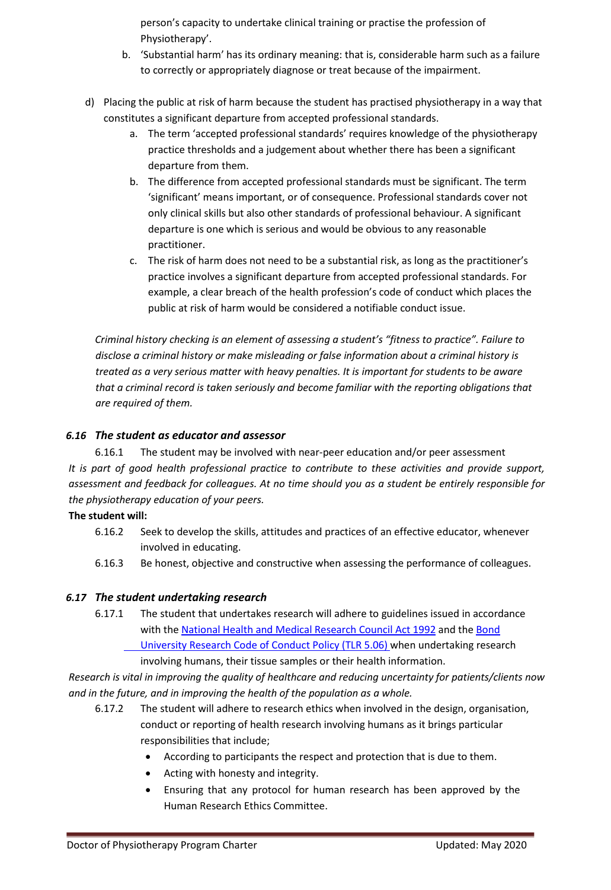person's capacity to undertake clinical training or practise the profession of Physiotherapy'.

   b. 'Substantial harm' has its ordinary meaning: that is, considerable harm such as a failure to correctly or appropriately diagnose or treat because of the impairment.

d) Placing the public at risk of harm because the student has practised physiotherapy in a way that constitutes a significant departure from accepted professional standards.

   a. The term 'accepted professional standards' requires knowledge of the physiotherapy practice thresholds and a judgement about whether there has been a significant departure from them.
   b. The difference from accepted professional standards must be significant. The term 'significant' means important, or of consequence. Professional standards cover not only clinical skills but also other standards of professional behaviour. A significant departure is one which is serious and would be obvious to any reasonable practitioner.
   c. The risk of harm does not need to be a substantial risk, as long as the practitioner's practice involves a significant departure from accepted professional standards. For example, a clear breach of the health profession's code of conduct which places the public at risk of harm would be considered a notifiable conduct issue.

*Criminal history checking is an element of assessing a student's "fitness to practice". Failure to disclose a criminal history or make misleading or false information about a criminal history is treated as a very serious matter with heavy penalties. It is important for students to be aware that a criminal record is taken seriously and become familiar with the reporting obligations that are required of them.*

### *6.16 The student as educator and assessor*

6.16.1 The student may be involved with near-peer education and/or peer assessment

*It is part of good health professional practice to contribute to these activities and provide support, assessment and feedback for colleagues. At no time should you as a student be entirely responsible for the physiotherapy education of your peers.*

**The student will:**

6.16.2 Seek to develop the skills, attitudes and practices of an effective educator, whenever involved in educating.

6.16.3 Be honest, objective and constructive when assessing the performance of colleagues.

### *6.17 The student undertaking research*

6.17.1 The student that undertakes research will adhere to guidelines issued in accordance with the National Health and Medical Research Council Act 1992 and the Bond University Research Code of Conduct Policy (TLR 5.06) when undertaking research involving humans, their tissue samples or their health information.

*Research is vital in improving the quality of healthcare and reducing uncertainty for patients/clients now and in the future, and in improving the health of the population as a whole.*

6.17.2 The student will adhere to research ethics when involved in the design, organisation, conduct or reporting of health research involving humans as it brings particular responsibilities that include;

- According to participants the respect and protection that is due to them.
- Acting with honesty and integrity.
- Ensuring that any protocol for human research has been approved by the Human Research Ethics Committee.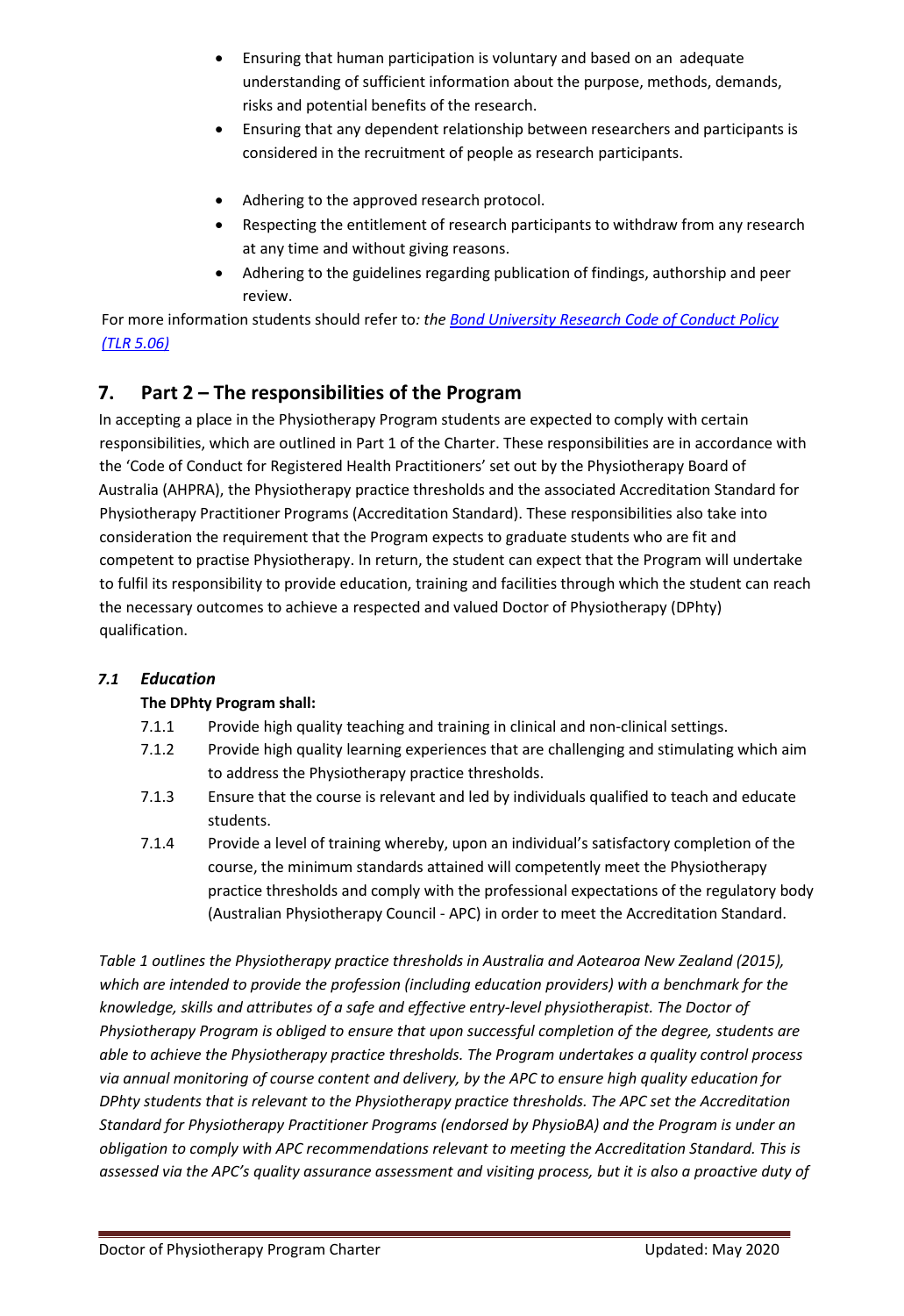- Ensuring that human participation is voluntary and based on an adequate understanding of sufficient information about the purpose, methods, demands, risks and potential benefits of the research.
- Ensuring that any dependent relationship between researchers and participants is considered in the recruitment of people as research participants.
- Adhering to the approved research protocol.
- Respecting the entitlement of research participants to withdraw from any research at any time and without giving reasons.
- Adhering to the guidelines regarding publication of findings, authorship and peer review.

For more information students should refer to*: the* *Bond University Research Code of Conduct Policy (TLR 5.06)*

## 7. Part 2 – The responsibilities of the Program

In accepting a place in the Physiotherapy Program students are expected to comply with certain responsibilities, which are outlined in Part 1 of the Charter. These responsibilities are in accordance with the 'Code of Conduct for Registered Health Practitioners' set out by the Physiotherapy Board of Australia (AHPRA), the Physiotherapy practice thresholds and the associated Accreditation Standard for Physiotherapy Practitioner Programs (Accreditation Standard). These responsibilities also take into consideration the requirement that the Program expects to graduate students who are fit and competent to practise Physiotherapy. In return, the student can expect that the Program will undertake to fulfil its responsibility to provide education, training and facilities through which the student can reach the necessary outcomes to achieve a respected and valued Doctor of Physiotherapy (DPhty) qualification.

### *7.1 Education*

**The DPhty Program shall:**

7.1.1 Provide high quality teaching and training in clinical and non-clinical settings.

7.1.2 Provide high quality learning experiences that are challenging and stimulating which aim to address the Physiotherapy practice thresholds.

7.1.3 Ensure that the course is relevant and led by individuals qualified to teach and educate students.

7.1.4 Provide a level of training whereby, upon an individual's satisfactory completion of the course, the minimum standards attained will competently meet the Physiotherapy practice thresholds and comply with the professional expectations of the regulatory body (Australian Physiotherapy Council - APC) in order to meet the Accreditation Standard.

*Table 1 outlines the Physiotherapy practice thresholds in Australia and Aotearoa New Zealand (2015), which are intended to provide the profession (including education providers) with a benchmark for the knowledge, skills and attributes of a safe and effective entry-level physiotherapist. The Doctor of Physiotherapy Program is obliged to ensure that upon successful completion of the degree, students are able to achieve the Physiotherapy practice thresholds. The Program undertakes a quality control process via annual monitoring of course content and delivery, by the APC to ensure high quality education for DPhty students that is relevant to the Physiotherapy practice thresholds. The APC set the Accreditation Standard for Physiotherapy Practitioner Programs (endorsed by PhysioBA) and the Program is under an obligation to comply with APC recommendations relevant to meeting the Accreditation Standard. This is assessed via the APC's quality assurance assessment and visiting process, but it is also a proactive duty of*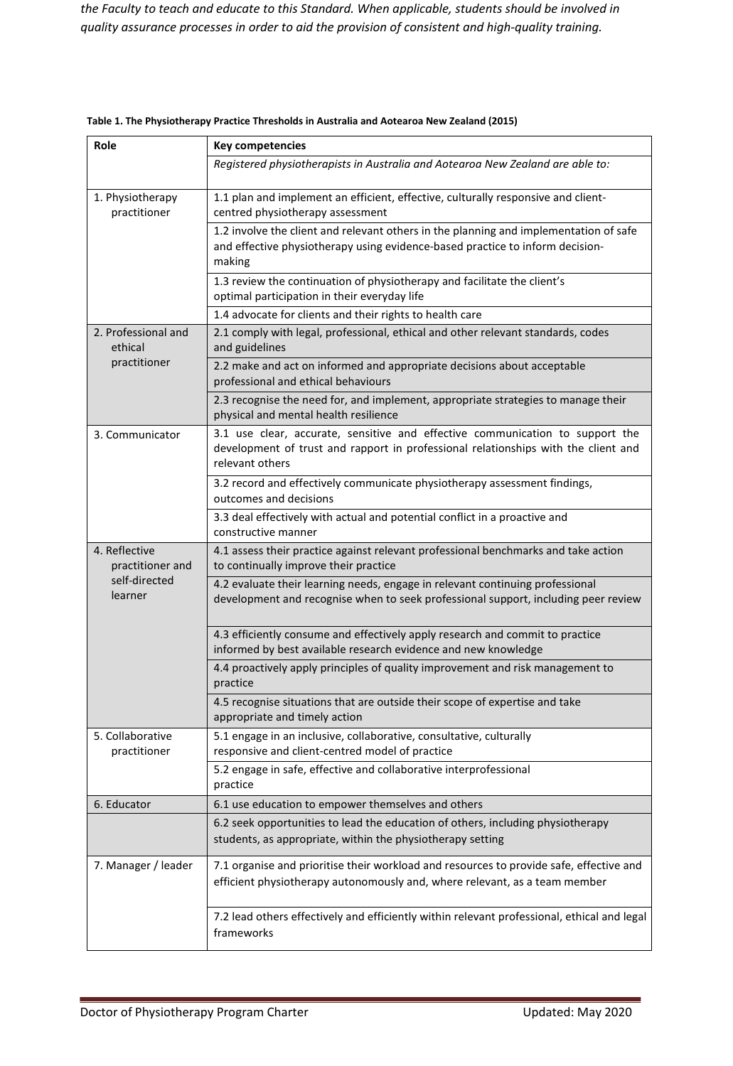*the Faculty to teach and educate to this Standard. When applicable, students should be involved in quality assurance processes in order to aid the provision of consistent and high-quality training.*

**Table 1. The Physiotherapy Practice Thresholds in Australia and Aotearoa New Zealand (2015)**

| Role | Key competencies |
|---|---|
| | *Registered physiotherapists in Australia and Aotearoa New Zealand are able to:* |
| 1. Physiotherapy practitioner | 1.1 plan and implement an efficient, effective, culturally responsive and client-centred physiotherapy assessment |
| | 1.2 involve the client and relevant others in the planning and implementation of safe and effective physiotherapy using evidence-based practice to inform decision-making |
| | 1.3 review the continuation of physiotherapy and facilitate the client's optimal participation in their everyday life |
| | 1.4 advocate for clients and their rights to health care |
| 2. Professional and ethical practitioner | 2.1 comply with legal, professional, ethical and other relevant standards, codes and guidelines |
| | 2.2 make and act on informed and appropriate decisions about acceptable professional and ethical behaviours |
| | 2.3 recognise the need for, and implement, appropriate strategies to manage their physical and mental health resilience |
| 3. Communicator | 3.1 use clear, accurate, sensitive and effective communication to support the development of trust and rapport in professional relationships with the client and relevant others |
| | 3.2 record and effectively communicate physiotherapy assessment findings, outcomes and decisions |
| | 3.3 deal effectively with actual and potential conflict in a proactive and constructive manner |
| 4. Reflective practitioner and self-directed learner | 4.1 assess their practice against relevant professional benchmarks and take action to continually improve their practice |
| | 4.2 evaluate their learning needs, engage in relevant continuing professional development and recognise when to seek professional support, including peer review |
| | 4.3 efficiently consume and effectively apply research and commit to practice informed by best available research evidence and new knowledge |
| | 4.4 proactively apply principles of quality improvement and risk management to practice |
| | 4.5 recognise situations that are outside their scope of expertise and take appropriate and timely action |
| 5. Collaborative practitioner | 5.1 engage in an inclusive, collaborative, consultative, culturally responsive and client-centred model of practice |
| | 5.2 engage in safe, effective and collaborative interprofessional practice |
| 6. Educator | 6.1 use education to empower themselves and others |
| | 6.2 seek opportunities to lead the education of others, including physiotherapy students, as appropriate, within the physiotherapy setting |
| 7. Manager / leader | 7.1 organise and prioritise their workload and resources to provide safe, effective and efficient physiotherapy autonomously and, where relevant, as a team member |
| | 7.2 lead others effectively and efficiently within relevant professional, ethical and legal frameworks |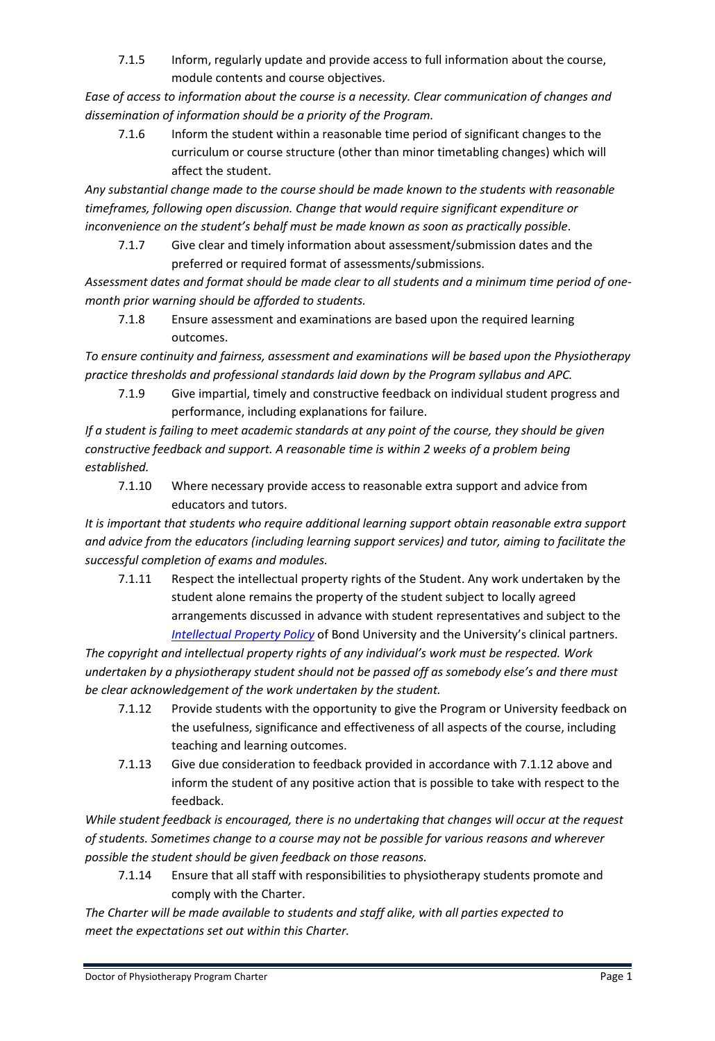7.1.5 Inform, regularly update and provide access to full information about the course, module contents and course objectives.

*Ease of access to information about the course is a necessity. Clear communication of changes and dissemination of information should be a priority of the Program.*

7.1.6 Inform the student within a reasonable time period of significant changes to the curriculum or course structure (other than minor timetabling changes) which will affect the student.

*Any substantial change made to the course should be made known to the students with reasonable timeframes, following open discussion. Change that would require significant expenditure or inconvenience on the student's behalf must be made known as soon as practically possible.*

7.1.7 Give clear and timely information about assessment/submission dates and the preferred or required format of assessments/submissions.

*Assessment dates and format should be made clear to all students and a minimum time period of one-month prior warning should be afforded to students.*

7.1.8 Ensure assessment and examinations are based upon the required learning outcomes.

*To ensure continuity and fairness, assessment and examinations will be based upon the Physiotherapy practice thresholds and professional standards laid down by the Program syllabus and APC.*

7.1.9 Give impartial, timely and constructive feedback on individual student progress and performance, including explanations for failure.

*If a student is failing to meet academic standards at any point of the course, they should be given constructive feedback and support. A reasonable time is within 2 weeks of a problem being established.*

7.1.10 Where necessary provide access to reasonable extra support and advice from educators and tutors.

*It is important that students who require additional learning support obtain reasonable extra support and advice from the educators (including learning support services) and tutor, aiming to facilitate the successful completion of exams and modules.*

7.1.11 Respect the intellectual property rights of the Student. Any work undertaken by the student alone remains the property of the student subject to locally agreed arrangements discussed in advance with student representatives and subject to the *Intellectual Property Policy* of Bond University and the University's clinical partners.

*The copyright and intellectual property rights of any individual's work must be respected. Work undertaken by a physiotherapy student should not be passed off as somebody else's and there must be clear acknowledgement of the work undertaken by the student.*

7.1.12 Provide students with the opportunity to give the Program or University feedback on the usefulness, significance and effectiveness of all aspects of the course, including teaching and learning outcomes.

7.1.13 Give due consideration to feedback provided in accordance with 7.1.12 above and inform the student of any positive action that is possible to take with respect to the feedback.

*While student feedback is encouraged, there is no undertaking that changes will occur at the request of students. Sometimes change to a course may not be possible for various reasons and wherever possible the student should be given feedback on those reasons.*

7.1.14 Ensure that all staff with responsibilities to physiotherapy students promote and comply with the Charter.

*The Charter will be made available to students and staff alike, with all parties expected to meet the expectations set out within this Charter.*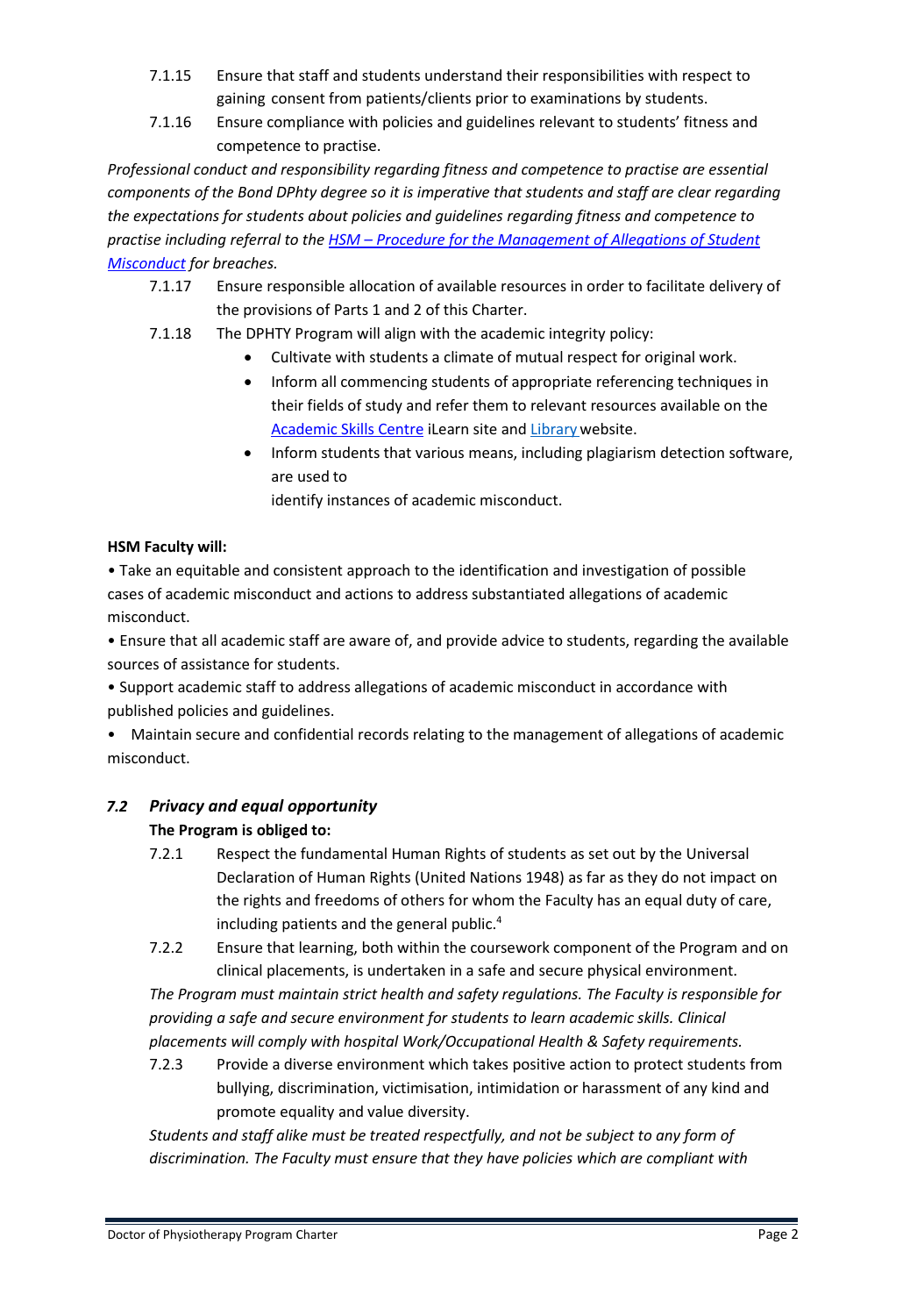7.1.15 Ensure that staff and students understand their responsibilities with respect to gaining consent from patients/clients prior to examinations by students.

7.1.16 Ensure compliance with policies and guidelines relevant to students' fitness and competence to practise.

*Professional conduct and responsibility regarding fitness and competence to practise are essential components of the Bond DPhty degree so it is imperative that students and staff are clear regarding the expectations for students about policies and guidelines regarding fitness and competence to practise including referral to the [HSM – Procedure for the Management of Allegations of Student Misconduct]() for breaches.*

7.1.17 Ensure responsible allocation of available resources in order to facilitate delivery of the provisions of Parts 1 and 2 of this Charter.

7.1.18 The DPHTY Program will align with the academic integrity policy:

- Cultivate with students a climate of mutual respect for original work.
- Inform all commencing students of appropriate referencing techniques in their fields of study and refer them to relevant resources available on the [Academic Skills Centre]() iLearn site and [Library]() website.
- Inform students that various means, including plagiarism detection software, are used to identify instances of academic misconduct.

**HSM Faculty will:**

- Take an equitable and consistent approach to the identification and investigation of possible cases of academic misconduct and actions to address substantiated allegations of academic misconduct.
- Ensure that all academic staff are aware of, and provide advice to students, regarding the available sources of assistance for students.
- Support academic staff to address allegations of academic misconduct in accordance with published policies and guidelines.
- Maintain secure and confidential records relating to the management of allegations of academic misconduct.

### *7.2 Privacy and equal opportunity*

**The Program is obliged to:**

7.2.1 Respect the fundamental Human Rights of students as set out by the Universal Declaration of Human Rights (United Nations 1948) as far as they do not impact on the rights and freedoms of others for whom the Faculty has an equal duty of care, including patients and the general public.[4]

7.2.2 Ensure that learning, both within the coursework component of the Program and on clinical placements, is undertaken in a safe and secure physical environment.

*The Program must maintain strict health and safety regulations. The Faculty is responsible for providing a safe and secure environment for students to learn academic skills. Clinical placements will comply with hospital Work/Occupational Health & Safety requirements.*

7.2.3 Provide a diverse environment which takes positive action to protect students from bullying, discrimination, victimisation, intimidation or harassment of any kind and promote equality and value diversity.

*Students and staff alike must be treated respectfully, and not be subject to any form of discrimination. The Faculty must ensure that they have policies which are compliant with*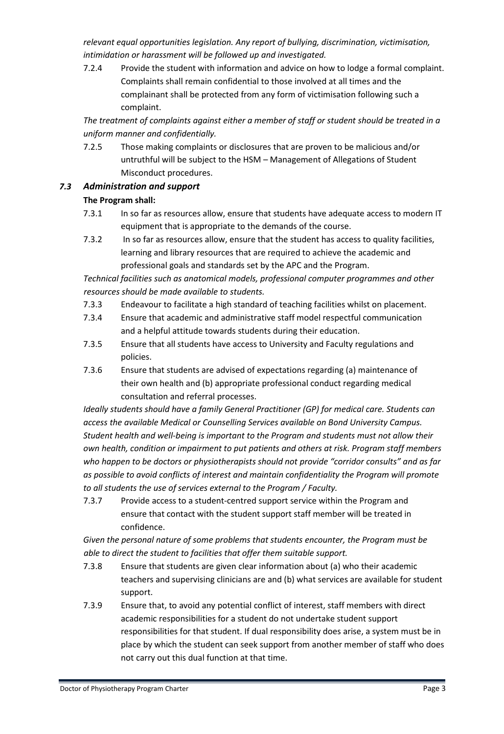*relevant equal opportunities legislation. Any report of bullying, discrimination, victimisation, intimidation or harassment will be followed up and investigated.*

7.2.4 Provide the student with information and advice on how to lodge a formal complaint. Complaints shall remain confidential to those involved at all times and the complainant shall be protected from any form of victimisation following such a complaint.

*The treatment of complaints against either a member of staff or student should be treated in a uniform manner and confidentially.*

7.2.5 Those making complaints or disclosures that are proven to be malicious and/or untruthful will be subject to the HSM – Management of Allegations of Student Misconduct procedures.

### *7.3 Administration and support*

**The Program shall:**

7.3.1 In so far as resources allow, ensure that students have adequate access to modern IT equipment that is appropriate to the demands of the course.

7.3.2 In so far as resources allow, ensure that the student has access to quality facilities, learning and library resources that are required to achieve the academic and professional goals and standards set by the APC and the Program.

*Technical facilities such as anatomical models, professional computer programmes and other resources should be made available to students.*

7.3.3 Endeavour to facilitate a high standard of teaching facilities whilst on placement.

7.3.4 Ensure that academic and administrative staff model respectful communication and a helpful attitude towards students during their education.

7.3.5 Ensure that all students have access to University and Faculty regulations and policies.

7.3.6 Ensure that students are advised of expectations regarding (a) maintenance of their own health and (b) appropriate professional conduct regarding medical consultation and referral processes.

*Ideally students should have a family General Practitioner (GP) for medical care. Students can access the available Medical or Counselling Services available on Bond University Campus. Student health and well-being is important to the Program and students must not allow their own health, condition or impairment to put patients and others at risk. Program staff members who happen to be doctors or physiotherapists should not provide "corridor consults" and as far as possible to avoid conflicts of interest and maintain confidentiality the Program will promote to all students the use of services external to the Program / Faculty.*

7.3.7 Provide access to a student-centred support service within the Program and ensure that contact with the student support staff member will be treated in confidence.

*Given the personal nature of some problems that students encounter, the Program must be able to direct the student to facilities that offer them suitable support.*

7.3.8 Ensure that students are given clear information about (a) who their academic teachers and supervising clinicians are and (b) what services are available for student support.

7.3.9 Ensure that, to avoid any potential conflict of interest, staff members with direct academic responsibilities for a student do not undertake student support responsibilities for that student. If dual responsibility does arise, a system must be in place by which the student can seek support from another member of staff who does not carry out this dual function at that time.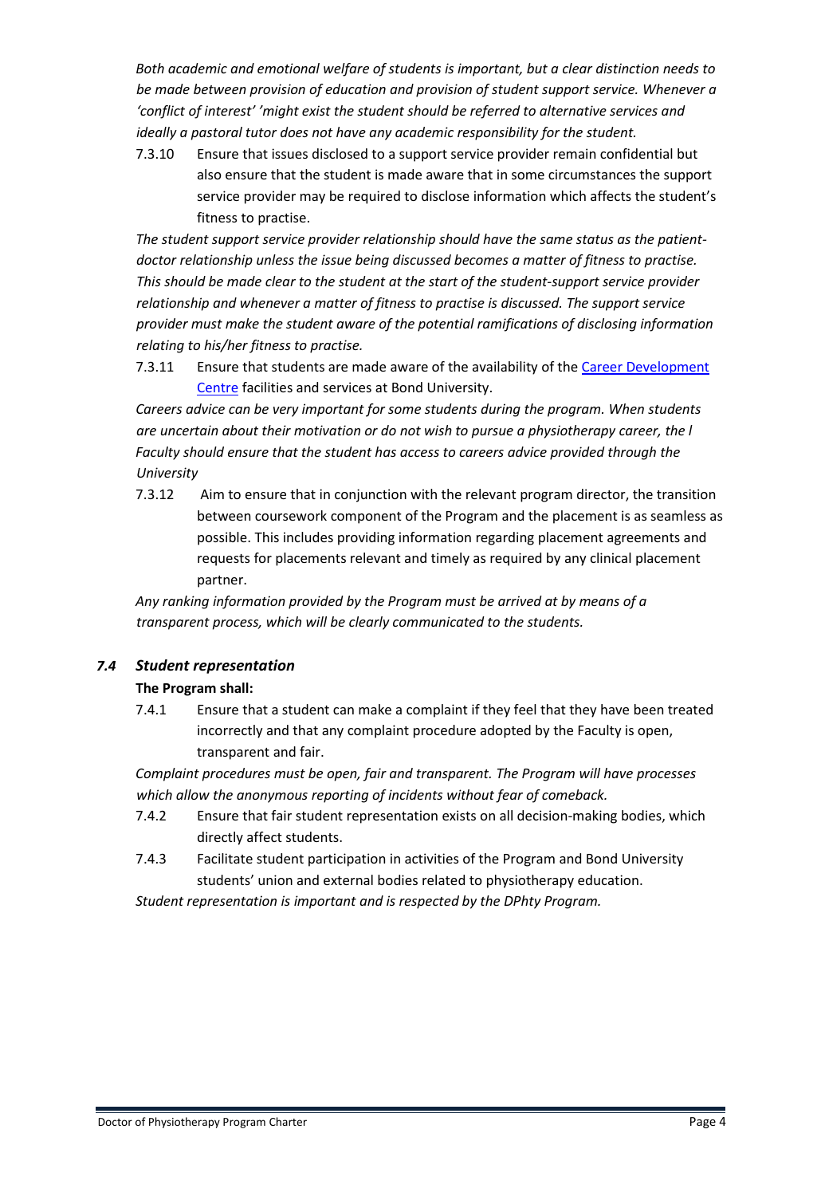*Both academic and emotional welfare of students is important, but a clear distinction needs to be made between provision of education and provision of student support service. Whenever a 'conflict of interest' 'might exist the student should be referred to alternative services and ideally a pastoral tutor does not have any academic responsibility for the student.*

7.3.10 Ensure that issues disclosed to a support service provider remain confidential but also ensure that the student is made aware that in some circumstances the support service provider may be required to disclose information which affects the student's fitness to practise.

*The student support service provider relationship should have the same status as the patient-doctor relationship unless the issue being discussed becomes a matter of fitness to practise. This should be made clear to the student at the start of the student-support service provider relationship and whenever a matter of fitness to practise is discussed. The support service provider must make the student aware of the potential ramifications of disclosing information relating to his/her fitness to practise.*

7.3.11 Ensure that students are made aware of the availability of the [Career Development Centre] facilities and services at Bond University.

*Careers advice can be very important for some students during the program. When students are uncertain about their motivation or do not wish to pursue a physiotherapy career, the l Faculty should ensure that the student has access to careers advice provided through the University*

7.3.12 Aim to ensure that in conjunction with the relevant program director, the transition between coursework component of the Program and the placement is as seamless as possible. This includes providing information regarding placement agreements and requests for placements relevant and timely as required by any clinical placement partner.

*Any ranking information provided by the Program must be arrived at by means of a transparent process, which will be clearly communicated to the students.*

### *7.4 Student representation*

**The Program shall:**

7.4.1 Ensure that a student can make a complaint if they feel that they have been treated incorrectly and that any complaint procedure adopted by the Faculty is open, transparent and fair.

*Complaint procedures must be open, fair and transparent. The Program will have processes which allow the anonymous reporting of incidents without fear of comeback.*

7.4.2 Ensure that fair student representation exists on all decision-making bodies, which directly affect students.

7.4.3 Facilitate student participation in activities of the Program and Bond University students' union and external bodies related to physiotherapy education.

*Student representation is important and is respected by the DPhty Program.*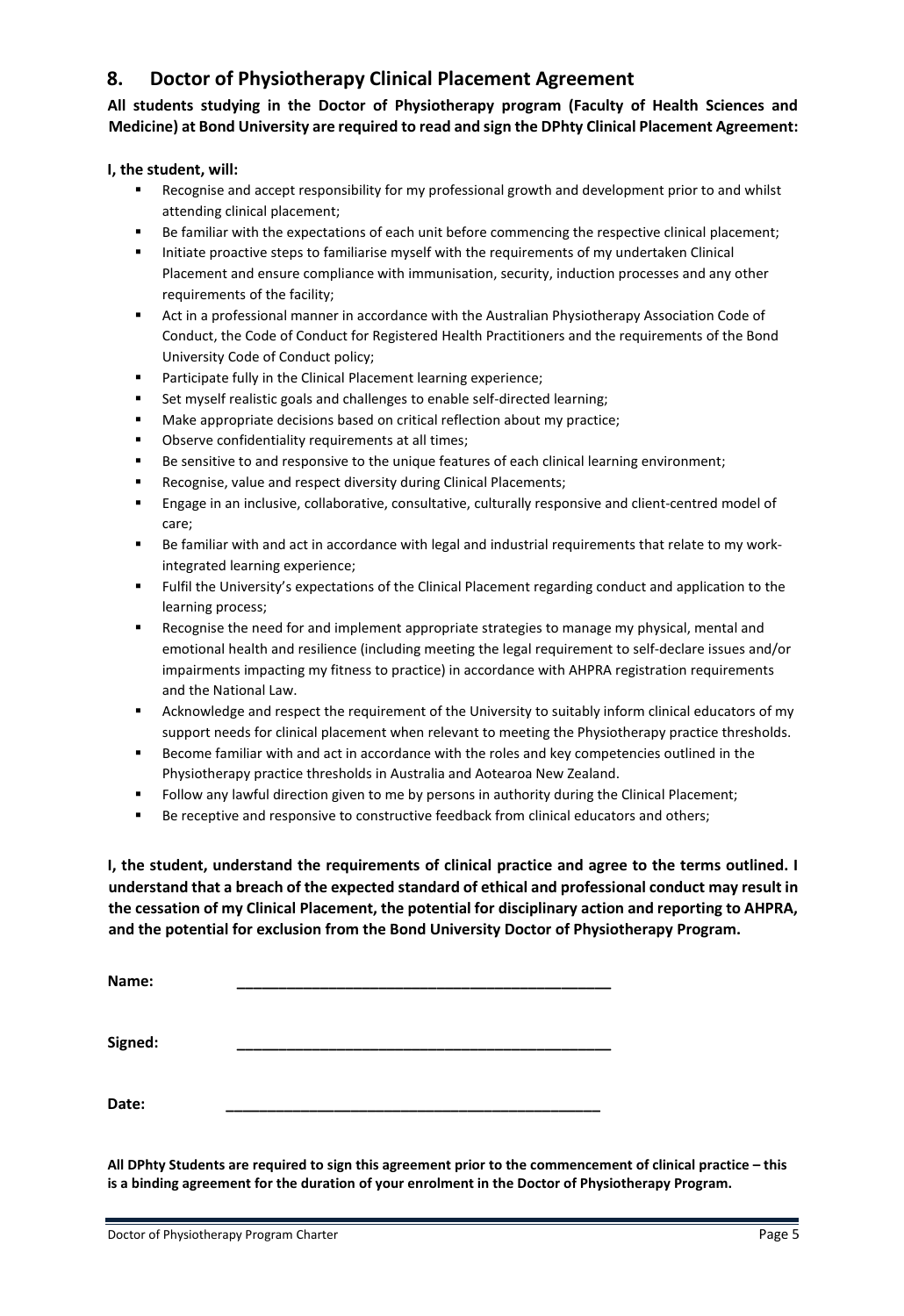## 8. Doctor of Physiotherapy Clinical Placement Agreement

**All students studying in the Doctor of Physiotherapy program (Faculty of Health Sciences and Medicine) at Bond University are required to read and sign the DPhty Clinical Placement Agreement:**

**I, the student, will:**

- Recognise and accept responsibility for my professional growth and development prior to and whilst attending clinical placement;
- Be familiar with the expectations of each unit before commencing the respective clinical placement;
- Initiate proactive steps to familiarise myself with the requirements of my undertaken Clinical Placement and ensure compliance with immunisation, security, induction processes and any other requirements of the facility;
- Act in a professional manner in accordance with the Australian Physiotherapy Association Code of Conduct, the Code of Conduct for Registered Health Practitioners and the requirements of the Bond University Code of Conduct policy;
- Participate fully in the Clinical Placement learning experience;
- Set myself realistic goals and challenges to enable self-directed learning;
- Make appropriate decisions based on critical reflection about my practice;
- Observe confidentiality requirements at all times;
- Be sensitive to and responsive to the unique features of each clinical learning environment;
- Recognise, value and respect diversity during Clinical Placements;
- Engage in an inclusive, collaborative, consultative, culturally responsive and client-centred model of care;
- Be familiar with and act in accordance with legal and industrial requirements that relate to my work-integrated learning experience;
- Fulfil the University's expectations of the Clinical Placement regarding conduct and application to the learning process;
- Recognise the need for and implement appropriate strategies to manage my physical, mental and emotional health and resilience (including meeting the legal requirement to self-declare issues and/or impairments impacting my fitness to practice) in accordance with AHPRA registration requirements and the National Law.
- Acknowledge and respect the requirement of the University to suitably inform clinical educators of my support needs for clinical placement when relevant to meeting the Physiotherapy practice thresholds.
- Become familiar with and act in accordance with the roles and key competencies outlined in the Physiotherapy practice thresholds in Australia and Aotearoa New Zealand.
- Follow any lawful direction given to me by persons in authority during the Clinical Placement;
- Be receptive and responsive to constructive feedback from clinical educators and others;

**I, the student, understand the requirements of clinical practice and agree to the terms outlined. I understand that a breach of the expected standard of ethical and professional conduct may result in the cessation of my Clinical Placement, the potential for disciplinary action and reporting to AHPRA, and the potential for exclusion from the Bond University Doctor of Physiotherapy Program.**

**Name:** ______________________________________________

**Signed:** ______________________________________________

**Date:** ______________________________________________

**All DPhty Students are required to sign this agreement prior to the commencement of clinical practice – this is a binding agreement for the duration of your enrolment in the Doctor of Physiotherapy Program.**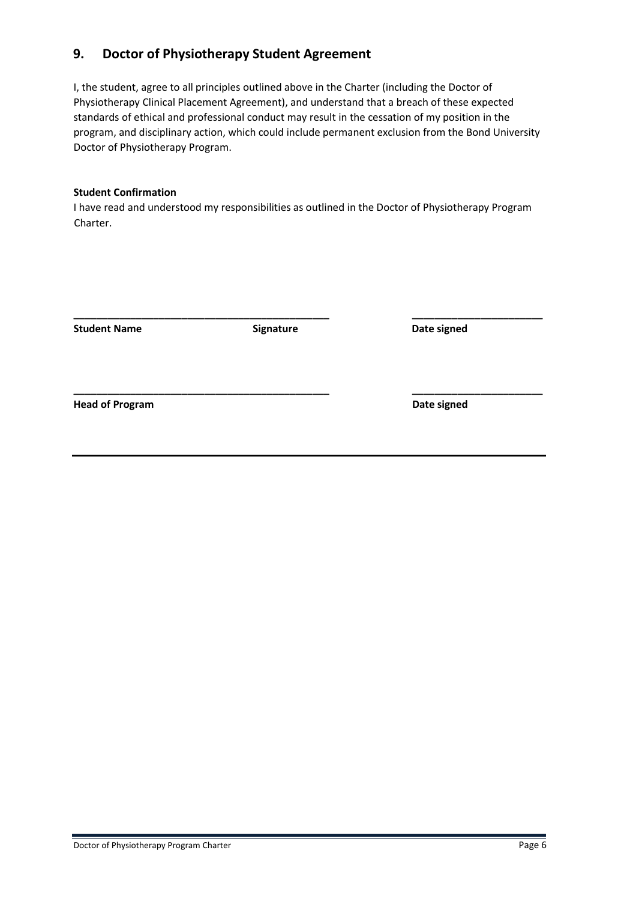## 9. Doctor of Physiotherapy Student Agreement

I, the student, agree to all principles outlined above in the Charter (including the Doctor of Physiotherapy Clinical Placement Agreement), and understand that a breach of these expected standards of ethical and professional conduct may result in the cessation of my position in the program, and disciplinary action, which could include permanent exclusion from the Bond University Doctor of Physiotherapy Program.

**Student Confirmation**

I have read and understood my responsibilities as outlined in the Doctor of Physiotherapy Program Charter.

\_\_\_\_\_\_\_\_\_\_\_\_\_\_\_\_\_\_\_\_\_\_\_\_\_\_\_\_\_\_\_\_\_\_\_\_\_\_\_\_\_\_\_\_ \_\_\_\_\_\_\_\_\_\_\_\_\_\_\_\_\_\_\_\_\_\_\_\_

**Student Name** **Signature** **Date signed**

\_\_\_\_\_\_\_\_\_\_\_\_\_\_\_\_\_\_\_\_\_\_\_\_\_\_\_\_\_\_\_\_\_\_\_\_\_\_\_\_\_\_\_\_ \_\_\_\_\_\_\_\_\_\_\_\_\_\_\_\_\_\_\_\_\_\_\_\_

**Head of Program** **Date signed**